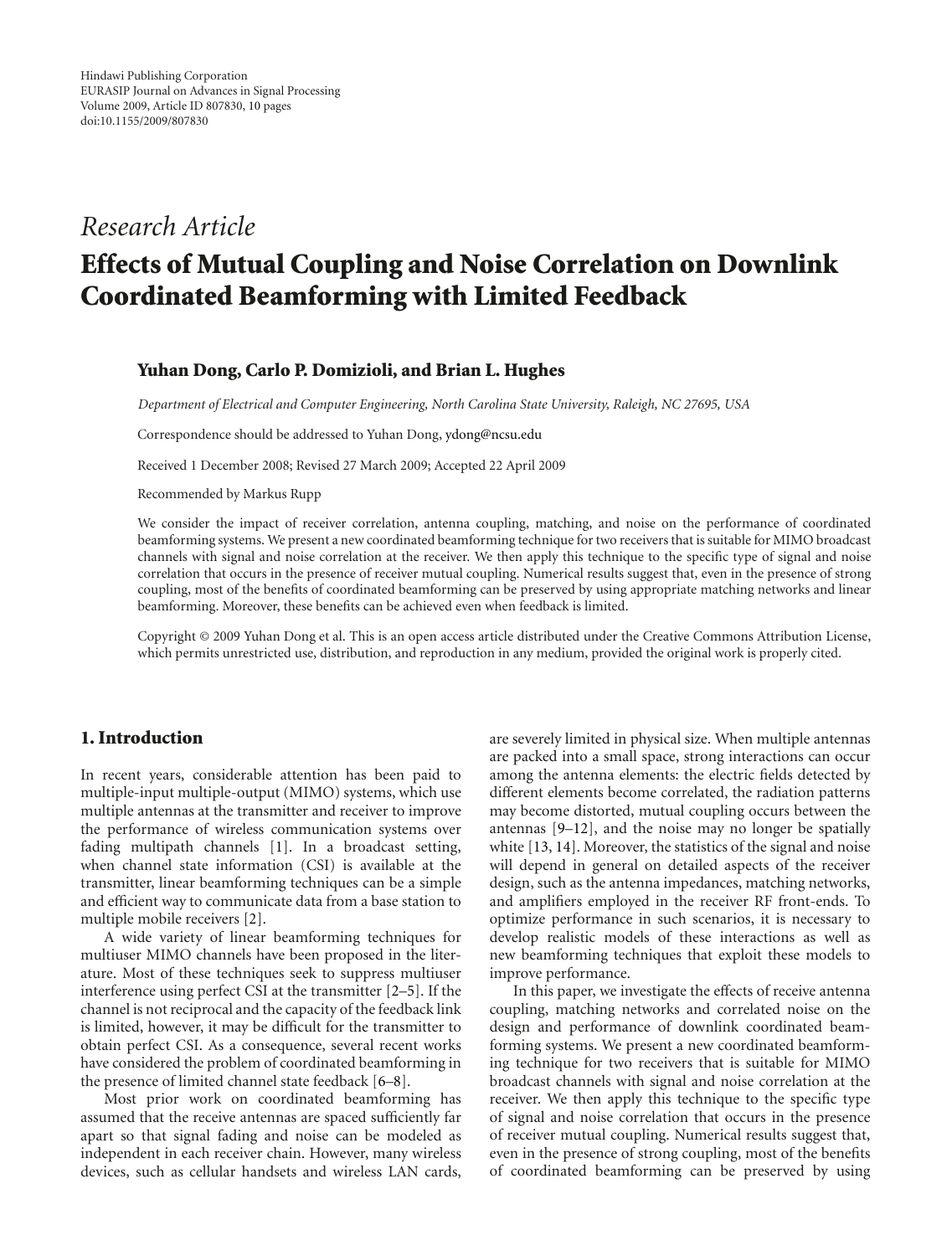*Research Article*

# Effects of Mutual Coupling and Noise Correlation on Downlink Coordinated Beamforming with Limited Feedback

**Yuhan Dong, Carlo P. Domizioli, and Brian L. Hughes**

*Department of Electrical and Computer Engineering, North Carolina State University, Raleigh, NC 27695, USA*

Correspondence should be addressed to Yuhan Dong, ydong@ncsu.edu

Received 1 December 2008; Revised 27 March 2009; Accepted 22 April 2009

Recommended by Markus Rupp

We consider the impact of receiver correlation, antenna coupling, matching, and noise on the performance of coordinated beamforming systems. We present a new coordinated beamforming technique for two receivers that is suitable for MIMO broadcast channels with signal and noise correlation at the receiver. We then apply this technique to the specific type of signal and noise correlation that occurs in the presence of receiver mutual coupling. Numerical results suggest that, even in the presence of strong coupling, most of the benefits of coordinated beamforming can be preserved by using appropriate matching networks and linear beamforming. Moreover, these benefits can be achieved even when feedback is limited.

Copyright © 2009 Yuhan Dong et al. This is an open access article distributed under the Creative Commons Attribution License, which permits unrestricted use, distribution, and reproduction in any medium, provided the original work is properly cited.

## 1. Introduction

In recent years, considerable attention has been paid to multiple-input multiple-output (MIMO) systems, which use multiple antennas at the transmitter and receiver to improve the performance of wireless communication systems over fading multipath channels [1]. In a broadcast setting, when channel state information (CSI) is available at the transmitter, linear beamforming techniques can be a simple and efficient way to communicate data from a base station to multiple mobile receivers [2].

A wide variety of linear beamforming techniques for multiuser MIMO channels have been proposed in the literature. Most of these techniques seek to suppress multiuser interference using perfect CSI at the transmitter [2–5]. If the channel is not reciprocal and the capacity of the feedback link is limited, however, it may be difficult for the transmitter to obtain perfect CSI. As a consequence, several recent works have considered the problem of coordinated beamforming in the presence of limited channel state feedback [6–8].

Most prior work on coordinated beamforming has assumed that the receive antennas are spaced sufficiently far apart so that signal fading and noise can be modeled as independent in each receiver chain. However, many wireless devices, such as cellular handsets and wireless LAN cards, are severely limited in physical size. When multiple antennas are packed into a small space, strong interactions can occur among the antenna elements: the electric fields detected by different elements become correlated, the radiation patterns may become distorted, mutual coupling occurs between the antennas [9–12], and the noise may no longer be spatially white [13, 14]. Moreover, the statistics of the signal and noise will depend in general on detailed aspects of the receiver design, such as the antenna impedances, matching networks, and amplifiers employed in the receiver RF front-ends. To optimize performance in such scenarios, it is necessary to develop realistic models of these interactions as well as new beamforming techniques that exploit these models to improve performance.

In this paper, we investigate the effects of receive antenna coupling, matching networks and correlated noise on the design and performance of downlink coordinated beamforming systems. We present a new coordinated beamforming technique for two receivers that is suitable for MIMO broadcast channels with signal and noise correlation at the receiver. We then apply this technique to the specific type of signal and noise correlation that occurs in the presence of receiver mutual coupling. Numerical results suggest that, even in the presence of strong coupling, most of the benefits of coordinated beamforming can be preserved by using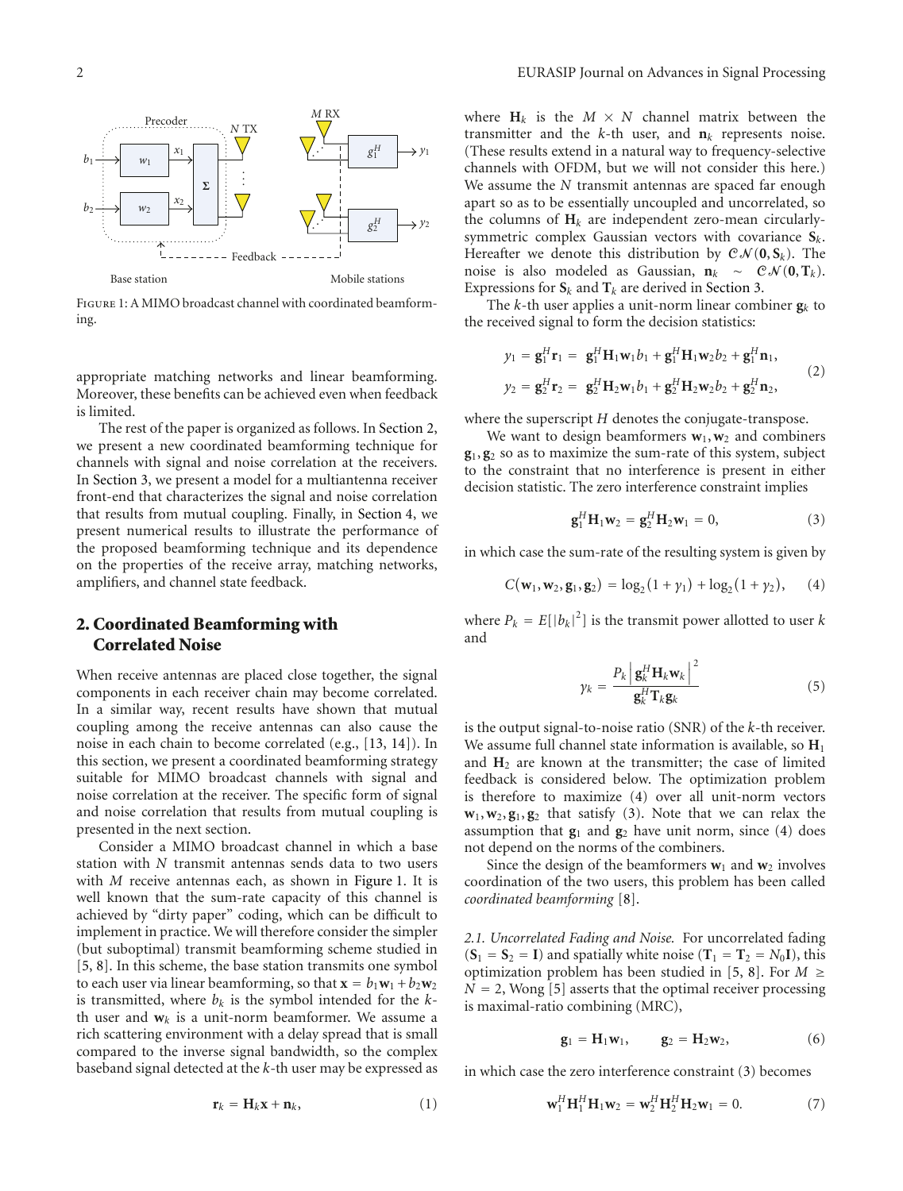Figure 1: A MIMO broadcast channel with coordinated beamforming.

appropriate matching networks and linear beamforming. Moreover, these benefits can be achieved even when feedback is limited.

The rest of the paper is organized as follows. In Section 2, we present a new coordinated beamforming technique for channels with signal and noise correlation at the receivers. In Section 3, we present a model for a multiantenna receiver front-end that characterizes the signal and noise correlation that results from mutual coupling. Finally, in Section 4, we present numerical results to illustrate the performance of the proposed beamforming technique and its dependence on the properties of the receive array, matching networks, amplifiers, and channel state feedback.

## 2. Coordinated Beamforming with Correlated Noise

When receive antennas are placed close together, the signal components in each receiver chain may become correlated. In a similar way, recent results have shown that mutual coupling among the receive antennas can also cause the noise in each chain to become correlated (e.g., [13, 14]). In this section, we present a coordinated beamforming strategy suitable for MIMO broadcast channels with signal and noise correlation at the receiver. The specific form of signal and noise correlation that results from mutual coupling is presented in the next section.

Consider a MIMO broadcast channel in which a base station with $N$ transmit antennas sends data to two users with $M$ receive antennas each, as shown in Figure 1. It is well known that the sum-rate capacity of this channel is achieved by "dirty paper" coding, which can be difficult to implement in practice. We will therefore consider the simpler (but suboptimal) transmit beamforming scheme studied in [5, 8]. In this scheme, the base station transmits one symbol to each user via linear beamforming, so that $\mathbf{x} = b_1\mathbf{w}_1 + b_2\mathbf{w}_2$ is transmitted, where $b_k$ is the symbol intended for the $k$-th user and $\mathbf{w}_k$ is a unit-norm beamformer. We assume a rich scattering environment with a delay spread that is small compared to the inverse signal bandwidth, so the complex baseband signal detected at the $k$-th user may be expressed as

$$\mathbf{r}_k = \mathbf{H}_k\mathbf{x} + \mathbf{n}_k, \tag{1}$$

where $\mathbf{H}_k$ is the $M \times N$ channel matrix between the transmitter and the $k$-th user, and $\mathbf{n}_k$ represents noise. (These results extend in a natural way to frequency-selective channels with OFDM, but we will not consider this here.) We assume the $N$ transmit antennas are spaced far enough apart so as to be essentially uncoupled and uncorrelated, so the columns of $\mathbf{H}_k$ are independent zero-mean circularly-symmetric complex Gaussian vectors with covariance $\mathbf{S}_k$. Hereafter we denote this distribution by $\mathcal{CN}(\mathbf{0}, \mathbf{S}_k)$. The noise is also modeled as Gaussian, $\mathbf{n}_k \sim \mathcal{CN}(\mathbf{0}, \mathbf{T}_k)$. Expressions for $\mathbf{S}_k$ and $\mathbf{T}_k$ are derived in Section 3.

The $k$-th user applies a unit-norm linear combiner $\mathbf{g}_k$ to the received signal to form the decision statistics:

$$\begin{aligned} y_1 &= \mathbf{g}_1^H\mathbf{r}_1 = \mathbf{g}_1^H\mathbf{H}_1\mathbf{w}_1 b_1 + \mathbf{g}_1^H\mathbf{H}_1\mathbf{w}_2 b_2 + \mathbf{g}_1^H\mathbf{n}_1, \\ y_2 &= \mathbf{g}_2^H\mathbf{r}_2 = \mathbf{g}_2^H\mathbf{H}_2\mathbf{w}_1 b_1 + \mathbf{g}_2^H\mathbf{H}_2\mathbf{w}_2 b_2 + \mathbf{g}_2^H\mathbf{n}_2, \end{aligned} \tag{2}$$

where the superscript $H$ denotes the conjugate-transpose.

We want to design beamformers $\mathbf{w}_1, \mathbf{w}_2$ and combiners $\mathbf{g}_1, \mathbf{g}_2$ so as to maximize the sum-rate of this system, subject to the constraint that no interference is present in either decision statistic. The zero interference constraint implies

$$\mathbf{g}_1^H\mathbf{H}_1\mathbf{w}_2 = \mathbf{g}_2^H\mathbf{H}_2\mathbf{w}_1 = 0, \tag{3}$$

in which case the sum-rate of the resulting system is given by

$$C(\mathbf{w}_1, \mathbf{w}_2, \mathbf{g}_1, \mathbf{g}_2) = \log_2(1 + \gamma_1) + \log_2(1 + \gamma_2), \tag{4}$$

where $P_k = E[|b_k|^2]$ is the transmit power allotted to user $k$ and

$$\gamma_k = \frac{P_k \left| \mathbf{g}_k^H\mathbf{H}_k\mathbf{w}_k \right|^2}{\mathbf{g}_k^H\mathbf{T}_k\mathbf{g}_k} \tag{5}$$

is the output signal-to-noise ratio (SNR) of the $k$-th receiver. We assume full channel state information is available, so $\mathbf{H}_1$ and $\mathbf{H}_2$ are known at the transmitter; the case of limited feedback is considered below. The optimization problem is therefore to maximize (4) over all unit-norm vectors $\mathbf{w}_1, \mathbf{w}_2, \mathbf{g}_1, \mathbf{g}_2$ that satisfy (3). Note that we can relax the assumption that $\mathbf{g}_1$ and $\mathbf{g}_2$ have unit norm, since (4) does not depend on the norms of the combiners.

Since the design of the beamformers $\mathbf{w}_1$ and $\mathbf{w}_2$ involves coordination of the two users, this problem has been called *coordinated beamforming* [8].

*2.1. Uncorrelated Fading and Noise.* For uncorrelated fading ($\mathbf{S}_1 = \mathbf{S}_2 = \mathbf{I}$) and spatially white noise ($\mathbf{T}_1 = \mathbf{T}_2 = N_0\mathbf{I}$), this optimization problem has been studied in [5, 8]. For $M \geq N = 2$, Wong [5] asserts that the optimal receiver processing is maximal-ratio combining (MRC),

$$\mathbf{g}_1 = \mathbf{H}_1\mathbf{w}_1, \qquad \mathbf{g}_2 = \mathbf{H}_2\mathbf{w}_2, \tag{6}$$

in which case the zero interference constraint (3) becomes

$$\mathbf{w}_1^H\mathbf{H}_1^H\mathbf{H}_1\mathbf{w}_2 = \mathbf{w}_2^H\mathbf{H}_2^H\mathbf{H}_2\mathbf{w}_1 = 0. \tag{7}$$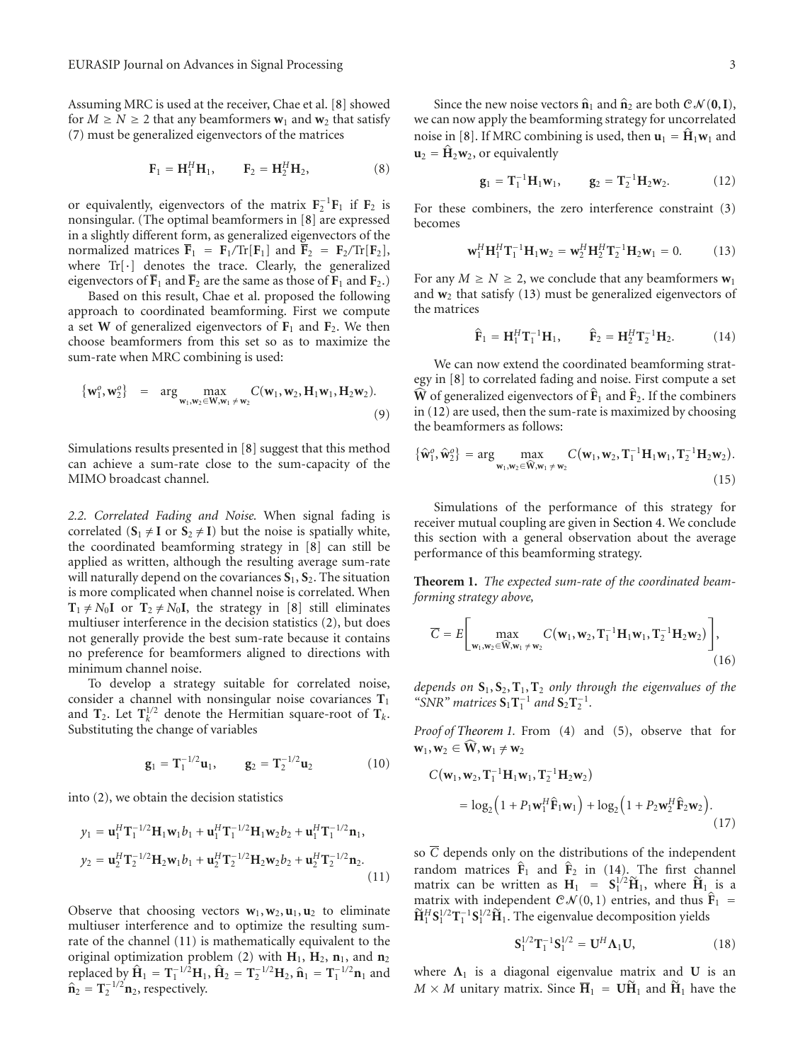Assuming MRC is used at the receiver, Chae et al. [8] showed for $M \geq N \geq 2$ that any beamformers $\mathbf{w}_1$ and $\mathbf{w}_2$ that satisfy (7) must be generalized eigenvectors of the matrices

$$\mathbf{F}_1 = \mathbf{H}_1^H \mathbf{H}_1, \qquad \mathbf{F}_2 = \mathbf{H}_2^H \mathbf{H}_2, \tag{8}$$

or equivalently, eigenvectors of the matrix $\mathbf{F}_2^{-1}\mathbf{F}_1$ if $\mathbf{F}_2$ is nonsingular. (The optimal beamformers in [8] are expressed in a slightly different form, as generalized eigenvectors of the normalized matrices $\overline{\mathbf{F}}_1 = \mathbf{F}_1/\mathrm{Tr}[\mathbf{F}_1]$ and $\overline{\mathbf{F}}_2 = \mathbf{F}_2/\mathrm{Tr}[\mathbf{F}_2]$, where $\mathrm{Tr}[\cdot]$ denotes the trace. Clearly, the generalized eigenvectors of $\overline{\mathbf{F}}_1$ and $\overline{\mathbf{F}}_2$ are the same as those of $\mathbf{F}_1$ and $\mathbf{F}_2$.)

Based on this result, Chae et al. proposed the following approach to coordinated beamforming. First we compute a set $\mathbf{W}$ of generalized eigenvectors of $\mathbf{F}_1$ and $\mathbf{F}_2$. We then choose beamformers from this set so as to maximize the sum-rate when MRC combining is used:

$$\{\mathbf{w}_1^o, \mathbf{w}_2^o\} = \arg \max_{\mathbf{w}_1, \mathbf{w}_2 \in \mathbf{W}, \mathbf{w}_1 \neq \mathbf{w}_2} C(\mathbf{w}_1, \mathbf{w}_2, \mathbf{H}_1\mathbf{w}_1, \mathbf{H}_2\mathbf{w}_2). \tag{9}$$

Simulations results presented in [8] suggest that this method can achieve a sum-rate close to the sum-capacity of the MIMO broadcast channel.

*2.2. Correlated Fading and Noise.* When signal fading is correlated ($\mathbf{S}_1 \neq \mathbf{I}$ or $\mathbf{S}_2 \neq \mathbf{I}$) but the noise is spatially white, the coordinated beamforming strategy in [8] can still be applied as written, although the resulting average sum-rate will naturally depend on the covariances $\mathbf{S}_1, \mathbf{S}_2$. The situation is more complicated when channel noise is correlated. When $\mathbf{T}_1 \neq N_0\mathbf{I}$ or $\mathbf{T}_2 \neq N_0\mathbf{I}$, the strategy in [8] still eliminates multiuser interference in the decision statistics (2), but does not generally provide the best sum-rate because it contains no preference for beamformers aligned to directions with minimum channel noise.

To develop a strategy suitable for correlated noise, consider a channel with nonsingular noise covariances $\mathbf{T}_1$ and $\mathbf{T}_2$. Let $\mathbf{T}_k^{1/2}$ denote the Hermitian square-root of $\mathbf{T}_k$. Substituting the change of variables

$$\mathbf{g}_1 = \mathbf{T}_1^{-1/2}\mathbf{u}_1, \qquad \mathbf{g}_2 = \mathbf{T}_2^{-1/2}\mathbf{u}_2 \tag{10}$$

into (2), we obtain the decision statistics

$$\begin{aligned}
y_1 &= \mathbf{u}_1^H \mathbf{T}_1^{-1/2}\mathbf{H}_1\mathbf{w}_1 b_1 + \mathbf{u}_1^H \mathbf{T}_1^{-1/2}\mathbf{H}_1\mathbf{w}_2 b_2 + \mathbf{u}_1^H \mathbf{T}_1^{-1/2}\mathbf{n}_1, \\
y_2 &= \mathbf{u}_2^H \mathbf{T}_2^{-1/2}\mathbf{H}_2\mathbf{w}_1 b_1 + \mathbf{u}_2^H \mathbf{T}_2^{-1/2}\mathbf{H}_2\mathbf{w}_2 b_2 + \mathbf{u}_2^H \mathbf{T}_2^{-1/2}\mathbf{n}_2.
\end{aligned} \tag{11}$$

Observe that choosing vectors $\mathbf{w}_1, \mathbf{w}_2, \mathbf{u}_1, \mathbf{u}_2$ to eliminate multiuser interference and to optimize the resulting sum-rate of the channel (11) is mathematically equivalent to the original optimization problem (2) with $\mathbf{H}_1$, $\mathbf{H}_2$, $\mathbf{n}_1$, and $\mathbf{n}_2$ replaced by $\widehat{\mathbf{H}}_1 = \mathbf{T}_1^{-1/2}\mathbf{H}_1$, $\widehat{\mathbf{H}}_2 = \mathbf{T}_2^{-1/2}\mathbf{H}_2$, $\hat{\mathbf{n}}_1 = \mathbf{T}_1^{-1/2}\mathbf{n}_1$ and $\hat{\mathbf{n}}_2 = \mathbf{T}_2^{-1/2}\mathbf{n}_2$, respectively.

Since the new noise vectors $\hat{\mathbf{n}}_1$ and $\hat{\mathbf{n}}_2$ are both $\mathcal{CN}(\mathbf{0}, \mathbf{I})$, we can now apply the beamforming strategy for uncorrelated noise in [8]. If MRC combining is used, then $\mathbf{u}_1 = \widehat{\mathbf{H}}_1\mathbf{w}_1$ and $\mathbf{u}_2 = \widehat{\mathbf{H}}_2\mathbf{w}_2$, or equivalently

$$\mathbf{g}_1 = \mathbf{T}_1^{-1}\mathbf{H}_1\mathbf{w}_1, \qquad \mathbf{g}_2 = \mathbf{T}_2^{-1}\mathbf{H}_2\mathbf{w}_2. \tag{12}$$

For these combiners, the zero interference constraint (3) becomes

$$\mathbf{w}_1^H \mathbf{H}_1^H \mathbf{T}_1^{-1}\mathbf{H}_1\mathbf{w}_2 = \mathbf{w}_2^H \mathbf{H}_2^H \mathbf{T}_2^{-1}\mathbf{H}_2\mathbf{w}_1 = 0. \tag{13}$$

For any $M \geq N \geq 2$, we conclude that any beamformers $\mathbf{w}_1$ and $\mathbf{w}_2$ that satisfy (13) must be generalized eigenvectors of the matrices

$$\widehat{\mathbf{F}}_1 = \mathbf{H}_1^H \mathbf{T}_1^{-1}\mathbf{H}_1, \qquad \widehat{\mathbf{F}}_2 = \mathbf{H}_2^H \mathbf{T}_2^{-1}\mathbf{H}_2. \tag{14}$$

We can now extend the coordinated beamforming strategy in [8] to correlated fading and noise. First compute a set $\widehat{\mathbf{W}}$ of generalized eigenvectors of $\widehat{\mathbf{F}}_1$ and $\widehat{\mathbf{F}}_2$. If the combiners in (12) are used, then the sum-rate is maximized by choosing the beamformers as follows:

$$\{\widehat{\mathbf{w}}_1^o, \widehat{\mathbf{w}}_2^o\} = \arg \max_{\mathbf{w}_1, \mathbf{w}_2 \in \widehat{\mathbf{W}}, \mathbf{w}_1 \neq \mathbf{w}_2} C\left(\mathbf{w}_1, \mathbf{w}_2, \mathbf{T}_1^{-1}\mathbf{H}_1\mathbf{w}_1, \mathbf{T}_2^{-1}\mathbf{H}_2\mathbf{w}_2\right). \tag{15}$$

Simulations of the performance of this strategy for receiver mutual coupling are given in Section 4. We conclude this section with a general observation about the average performance of this beamforming strategy.

**Theorem 1.** *The expected sum-rate of the coordinated beamforming strategy above,*

$$\overline{C} = E\left[\max_{\mathbf{w}_1, \mathbf{w}_2 \in \widehat{\mathbf{W}}, \mathbf{w}_1 \neq \mathbf{w}_2} C\left(\mathbf{w}_1, \mathbf{w}_2, \mathbf{T}_1^{-1}\mathbf{H}_1\mathbf{w}_1, \mathbf{T}_2^{-1}\mathbf{H}_2\mathbf{w}_2\right)\right], \tag{16}$$

*depends on $\mathbf{S}_1, \mathbf{S}_2, \mathbf{T}_1, \mathbf{T}_2$ only through the eigenvalues of the "SNR" matrices $\mathbf{S}_1\mathbf{T}_1^{-1}$ and $\mathbf{S}_2\mathbf{T}_2^{-1}$.*

*Proof of Theorem 1.* From (4) and (5), observe that for $\mathbf{w}_1, \mathbf{w}_2 \in \widehat{\mathbf{W}}, \mathbf{w}_1 \neq \mathbf{w}_2$

$$\begin{aligned}
C&\left(\mathbf{w}_1, \mathbf{w}_2, \mathbf{T}_1^{-1}\mathbf{H}_1\mathbf{w}_1, \mathbf{T}_2^{-1}\mathbf{H}_2\mathbf{w}_2\right) \\
&= \log_2\left(1 + P_1\mathbf{w}_1^H \widehat{\mathbf{F}}_1\mathbf{w}_1\right) + \log_2\left(1 + P_2\mathbf{w}_2^H \widehat{\mathbf{F}}_2\mathbf{w}_2\right).
\end{aligned} \tag{17}$$

so $\overline{C}$ depends only on the distributions of the independent random matrices $\widehat{\mathbf{F}}_1$ and $\widehat{\mathbf{F}}_2$ in (14). The first channel matrix can be written as $\mathbf{H}_1 = \mathbf{S}_1^{1/2}\widetilde{\mathbf{H}}_1$, where $\widetilde{\mathbf{H}}_1$ is a matrix with independent $\mathcal{CN}(0,1)$ entries, and thus $\widehat{\mathbf{F}}_1 = \widetilde{\mathbf{H}}_1^H \mathbf{S}_1^{1/2}\mathbf{T}_1^{-1}\mathbf{S}_1^{1/2}\widetilde{\mathbf{H}}_1$. The eigenvalue decomposition yields

$$\mathbf{S}_1^{1/2}\mathbf{T}_1^{-1}\mathbf{S}_1^{1/2} = \mathbf{U}^H \mathbf{\Lambda}_1 \mathbf{U}, \tag{18}$$

where $\mathbf{\Lambda}_1$ is a diagonal eigenvalue matrix and $\mathbf{U}$ is an $M \times M$ unitary matrix. Since $\overline{\mathbf{H}}_1 = \mathbf{U}\widetilde{\mathbf{H}}_1$ and $\widetilde{\mathbf{H}}_1$ have the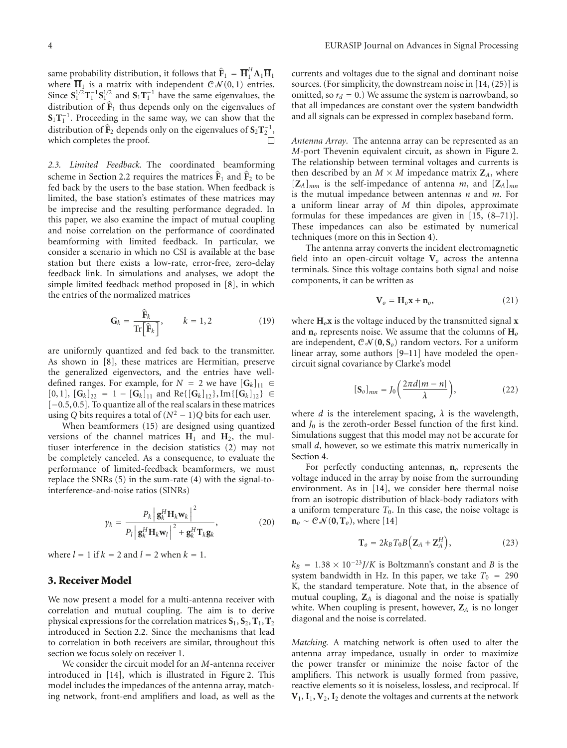same probability distribution, it follows that $\widehat{\mathbf{F}}_1 = \overline{\mathbf{H}}_1^H \mathbf{\Lambda}_1 \overline{\mathbf{H}}_1$ where $\overline{\mathbf{H}}_1$ is a matrix with independent $\mathcal{CN}(0,1)$ entries. Since $\mathbf{S}_1^{1/2}\mathbf{T}_1^{-1}\mathbf{S}_1^{1/2}$ and $\mathbf{S}_1\mathbf{T}_1^{-1}$ have the same eigenvalues, the distribution of $\widehat{\mathbf{F}}_1$ thus depends only on the eigenvalues of $\mathbf{S}_1\mathbf{T}_1^{-1}$. Proceeding in the same way, we can show that the distribution of $\widehat{\mathbf{F}}_2$ depends only on the eigenvalues of $\mathbf{S}_2\mathbf{T}_2^{-1}$, which completes the proof. □

*2.3. Limited Feedback.* The coordinated beamforming scheme in Section 2.2 requires the matrices $\widehat{\mathbf{F}}_1$ and $\widehat{\mathbf{F}}_2$ to be fed back by the users to the base station. When feedback is limited, the base station's estimates of these matrices may be imprecise and the resulting performance degraded. In this paper, we also examine the impact of mutual coupling and noise correlation on the performance of coordinated beamforming with limited feedback. In particular, we consider a scenario in which no CSI is available at the base station but there exists a low-rate, error-free, zero-delay feedback link. In simulations and analyses, we adopt the simple limited feedback method proposed in [8], in which the entries of the normalized matrices

$$\mathbf{G}_k = \frac{\widehat{\mathbf{F}}_k}{\mathrm{Tr}\left[\widehat{\mathbf{F}}_k\right]}, \qquad k = 1,2 \tag{19}$$

are uniformly quantized and fed back to the transmitter. As shown in [8], these matrices are Hermitian, preserve the generalized eigenvectors, and the entries have well-defined ranges. For example, for $N = 2$ we have $[\mathbf{G}_k]_{11} \in [0,1]$, $[\mathbf{G}_k]_{22} = 1 - [\mathbf{G}_k]_{11}$ and $\mathrm{Re}\{[\mathbf{G}_k]_{12}\}, \mathrm{Im}\{[\mathbf{G}_k]_{12}\} \in [-0.5, 0.5]$. To quantize all of the real scalars in these matrices using $Q$ bits requires a total of $(N^2-1)Q$ bits for each user.

When beamformers (15) are designed using quantized versions of the channel matrices $\mathbf{H}_1$ and $\mathbf{H}_2$, the multiuser interference in the decision statistics (2) may not be completely canceled. As a consequence, to evaluate the performance of limited-feedback beamformers, we must replace the SNRs (5) in the sum-rate (4) with the signal-to-interference-and-noise ratios (SINRs)

$$\gamma_k = \frac{P_k\left|\mathbf{g}_k^H\mathbf{H}_k\mathbf{w}_k\right|^2}{P_l\left|\mathbf{g}_k^H\mathbf{H}_k\mathbf{w}_l\right|^2 + \mathbf{g}_k^H\mathbf{T}_k\mathbf{g}_k}, \tag{20}$$

where $l = 1$ if $k = 2$ and $l = 2$ when $k = 1$.

## 3. Receiver Model

We now present a model for a multi-antenna receiver with correlation and mutual coupling. The aim is to derive physical expressions for the correlation matrices $\mathbf{S}_1, \mathbf{S}_2, \mathbf{T}_1, \mathbf{T}_2$ introduced in Section 2.2. Since the mechanisms that lead to correlation in both receivers are similar, throughout this section we focus solely on receiver 1.

We consider the circuit model for an $M$-antenna receiver introduced in [14], which is illustrated in Figure 2. This model includes the impedances of the antenna array, matching network, front-end amplifiers and load, as well as the currents and voltages due to the signal and dominant noise sources. (For simplicity, the downstream noise in [14, (25)] is omitted, so $r_d = 0$.) We assume the system is narrowband, so that all impedances are constant over the system bandwidth and all signals can be expressed in complex baseband form.

*Antenna Array.* The antenna array can be represented as an $M$-port Thevenin equivalent circuit, as shown in Figure 2. The relationship between terminal voltages and currents is then described by an $M \times M$ impedance matrix $\mathbf{Z}_A$, where $[\mathbf{Z}_A]_{mm}$ is the self-impedance of antenna $m$, and $[\mathbf{Z}_A]_{mn}$ is the mutual impedance between antennas $n$ and $m$. For a uniform linear array of $M$ thin dipoles, approximate formulas for these impedances are given in [15, (8–71)]. These impedances can also be estimated by numerical techniques (more on this in Section 4).

The antenna array converts the incident electromagnetic field into an open-circuit voltage $\mathbf{V}_o$ across the antenna terminals. Since this voltage contains both signal and noise components, it can be written as

$$\mathbf{V}_o = \mathbf{H}_o\mathbf{x} + \mathbf{n}_o, \tag{21}$$

where $\mathbf{H}_o\mathbf{x}$ is the voltage induced by the transmitted signal $\mathbf{x}$ and $\mathbf{n}_o$ represents noise. We assume that the columns of $\mathbf{H}_o$ are independent, $\mathcal{CN}(\mathbf{0}, \mathbf{S}_o)$ random vectors. For a uniform linear array, some authors [9–11] have modeled the open-circuit signal covariance by Clarke's model

$$[\mathbf{S}_o]_{mn} = J_0\left(\frac{2\pi d|m-n|}{\lambda}\right), \tag{22}$$

where $d$ is the interelement spacing, $\lambda$ is the wavelength, and $J_0$ is the zeroth-order Bessel function of the first kind. Simulations suggest that this model may not be accurate for small $d$, however, so we estimate this matrix numerically in Section 4.

For perfectly conducting antennas, $\mathbf{n}_o$ represents the voltage induced in the array by noise from the surrounding environment. As in [14], we consider here thermal noise from an isotropic distribution of black-body radiators with a uniform temperature $T_0$. In this case, the noise voltage is $\mathbf{n}_o \sim \mathcal{CN}(\mathbf{0}, \mathbf{T}_o)$, where [14]

$$\mathbf{T}_o = 2k_B T_0 B\left(\mathbf{Z}_A + \mathbf{Z}_A^H\right), \tag{23}$$

$k_B = 1.38 \times 10^{-23} J/K$ is Boltzmann's constant and $B$ is the system bandwidth in Hz. In this paper, we take $T_0 = 290$ K, the standard temperature. Note that, in the absence of mutual coupling, $\mathbf{Z}_A$ is diagonal and the noise is spatially white. When coupling is present, however, $\mathbf{Z}_A$ is no longer diagonal and the noise is correlated.

*Matching.* A matching network is often used to alter the antenna array impedance, usually in order to maximize the power transfer or minimize the noise factor of the amplifiers. This network is usually formed from passive, reactive elements so it is noiseless, lossless, and reciprocal. If $\mathbf{V}_1, \mathbf{I}_1, \mathbf{V}_2, \mathbf{I}_2$ denote the voltages and currents at the network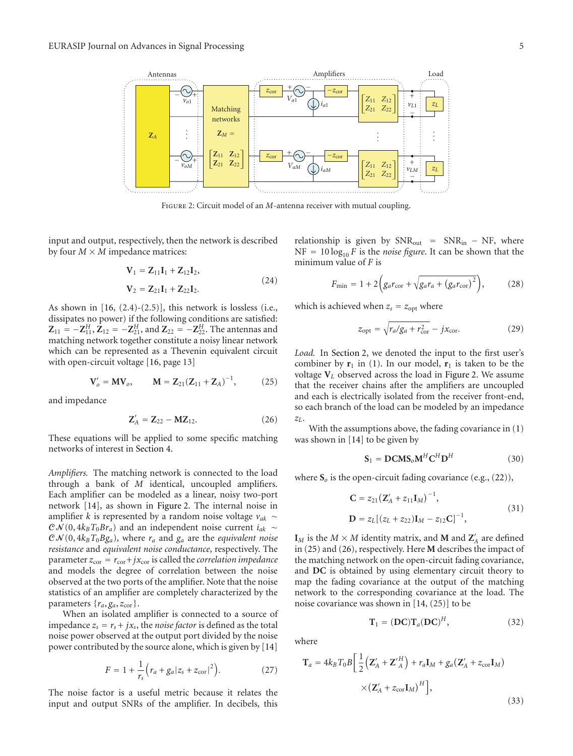FIGURE 2: Circuit model of an $M$-antenna receiver with mutual coupling.

input and output, respectively, then the network is described by four $M \times M$ impedance matrices:

$$\mathbf{V}_1 = \mathbf{Z}_{11}\mathbf{I}_1 + \mathbf{Z}_{12}\mathbf{I}_2,$$
$$\mathbf{V}_2 = \mathbf{Z}_{21}\mathbf{I}_1 + \mathbf{Z}_{22}\mathbf{I}_2. \tag{24}$$

As shown in [16, (2.4)-(2.5)], this network is lossless (i.e., dissipates no power) if the following conditions are satisfied: $\mathbf{Z}_{11} = -\mathbf{Z}_{11}^H$, $\mathbf{Z}_{12} = -\mathbf{Z}_{21}^H$, and $\mathbf{Z}_{22} = -\mathbf{Z}_{22}^H$. The antennas and matching network together constitute a noisy linear network which can be represented as a Thevenin equivalent circuit with open-circuit voltage [16, page 13]

$$\mathbf{V}_o' = \mathbf{M}\mathbf{V}_o, \qquad \mathbf{M} = \mathbf{Z}_{21}(\mathbf{Z}_{11} + \mathbf{Z}_A)^{-1}, \tag{25}$$

and impedance

$$\mathbf{Z}_A' = \mathbf{Z}_{22} - \mathbf{M}\mathbf{Z}_{12}. \tag{26}$$

These equations will be applied to some specific matching networks of interest in Section 4.

*Amplifiers.* The matching network is connected to the load through a bank of $M$ identical, uncoupled amplifiers. Each amplifier can be modeled as a linear, noisy two-port network [14], as shown in Figure 2. The internal noise in amplifier $k$ is represented by a random noise voltage $v_{ak} \sim \mathcal{CN}(0, 4k_B T_0 B r_a)$ and an independent noise current $i_{ak} \sim \mathcal{CN}(0, 4k_B T_0 B g_a)$, where $r_a$ and $g_a$ are the *equivalent noise resistance* and *equivalent noise conductance*, respectively. The parameter $z_{\text{cor}} = r_{\text{cor}} + jx_{\text{cor}}$ is called the *correlation impedance* and models the degree of correlation between the noise observed at the two ports of the amplifier. Note that the noise statistics of an amplifier are completely characterized by the parameters $\{r_a, g_a, z_{\text{cor}}\}$.

When an isolated amplifier is connected to a source of impedance $z_s = r_s + jx_s$, the *noise factor* is defined as the total noise power observed at the output port divided by the noise power contributed by the source alone, which is given by [14]

$$F = 1 + \frac{1}{r_s}\left(r_a + g_a|z_s + z_{\text{cor}}|^2\right). \tag{27}$$

The noise factor is a useful metric because it relates the input and output SNRs of the amplifier. In decibels, this relationship is given by $\text{SNR}_{\text{out}} = \text{SNR}_{\text{in}} - \text{NF}$, where $\text{NF} = 10\log_{10} F$ is the *noise figure*. It can be shown that the minimum value of $F$ is

$$F_{\min} = 1 + 2\left(g_a r_{\text{cor}} + \sqrt{g_a r_a + (g_a r_{\text{cor}})^2}\right), \tag{28}$$

which is achieved when $z_s = z_{\text{opt}}$ where

$$z_{\text{opt}} = \sqrt{r_a/g_a + r_{\text{cor}}^2} - jx_{\text{cor}}. \tag{29}$$

*Load.* In Section 2, we denoted the input to the first user's combiner by $\mathbf{r}_1$ in (1). In our model, $\mathbf{r}_1$ is taken to be the voltage $\mathbf{V}_L$ observed across the load in Figure 2. We assume that the receiver chains after the amplifiers are uncoupled and each is electrically isolated from the receiver front-end, so each branch of the load can be modeled by an impedance $z_L$.

With the assumptions above, the fading covariance in (1) was shown in [14] to be given by

$$\mathbf{S}_1 = \mathbf{D}\mathbf{C}\mathbf{M}\mathbf{S}_o\mathbf{M}^H\mathbf{C}^H\mathbf{D}^H \tag{30}$$

where $\mathbf{S}_o$ is the open-circuit fading covariance (e.g., (22)),

$$\mathbf{C} = z_{21}\left(\mathbf{Z}_A' + z_{11}\mathbf{I}_M\right)^{-1},$$
$$\mathbf{D} = z_L\left[(z_L + z_{22})\mathbf{I}_M - z_{12}\mathbf{C}\right]^{-1}, \tag{31}$$

$\mathbf{I}_M$ is the $M \times M$ identity matrix, and $\mathbf{M}$ and $\mathbf{Z}_A'$ are defined in (25) and (26), respectively. Here $\mathbf{M}$ describes the impact of the matching network on the open-circuit fading covariance, and $\mathbf{DC}$ is obtained by using elementary circuit theory to map the fading covariance at the output of the matching network to the corresponding covariance at the load. The noise covariance was shown in [14, (25)] to be

$$\mathbf{T}_1 = (\mathbf{DC})\mathbf{T}_a(\mathbf{DC})^H, \tag{32}$$

where

$$\mathbf{T}_a = 4k_B T_0 B\Big[\frac{1}{2}\left(\mathbf{Z}_A' + \mathbf{Z}_A'^H\right) + r_a\mathbf{I}_M + g_a\left(\mathbf{Z}_A' + z_{\text{cor}}\mathbf{I}_M\right) \times \left(\mathbf{Z}_A' + z_{\text{cor}}\mathbf{I}_M\right)^H\Big], \tag{33}$$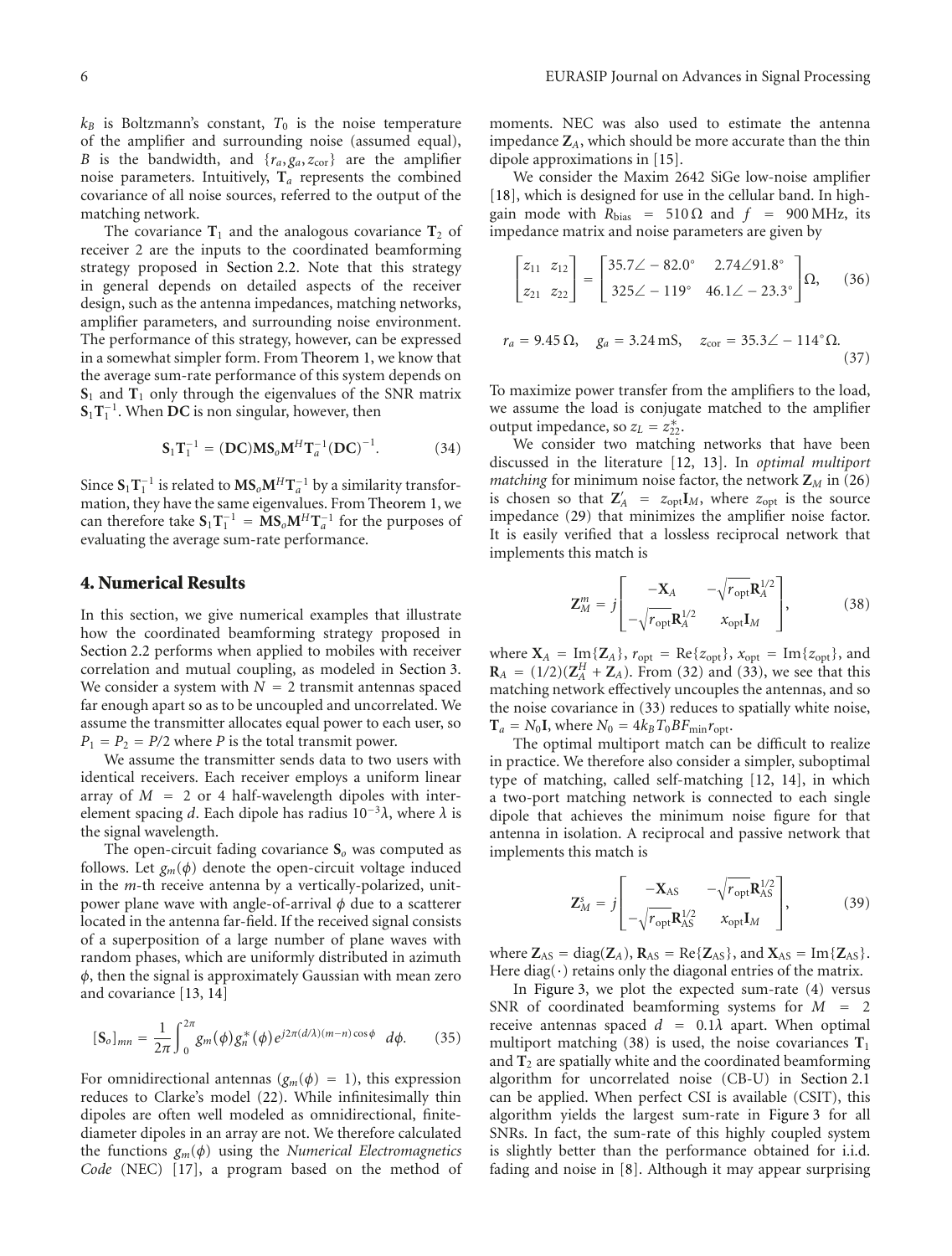$k_B$ is Boltzmann's constant, $T_0$ is the noise temperature of the amplifier and surrounding noise (assumed equal), $B$ is the bandwidth, and $\{r_a, g_a, z_{\text{cor}}\}$ are the amplifier noise parameters. Intuitively, $\mathbf{T}_a$ represents the combined covariance of all noise sources, referred to the output of the matching network.

The covariance $\mathbf{T}_1$ and the analogous covariance $\mathbf{T}_2$ of receiver 2 are the inputs to the coordinated beamforming strategy proposed in Section 2.2. Note that this strategy in general depends on detailed aspects of the receiver design, such as the antenna impedances, matching networks, amplifier parameters, and surrounding noise environment. The performance of this strategy, however, can be expressed in a somewhat simpler form. From Theorem 1, we know that the average sum-rate performance of this system depends on $\mathbf{S}_1$ and $\mathbf{T}_1$ only through the eigenvalues of the SNR matrix $\mathbf{S}_1\mathbf{T}_1^{-1}$. When $\mathbf{DC}$ is non singular, however, then

$$\mathbf{S}_1\mathbf{T}_1^{-1} = (\mathbf{DC})\mathbf{M}\mathbf{S}_o\mathbf{M}^H\mathbf{T}_a^{-1}(\mathbf{DC})^{-1}. \tag{34}$$

Since $\mathbf{S}_1\mathbf{T}_1^{-1}$ is related to $\mathbf{M}\mathbf{S}_o\mathbf{M}^H\mathbf{T}_a^{-1}$ by a similarity transformation, they have the same eigenvalues. From Theorem 1, we can therefore take $\mathbf{S}_1\mathbf{T}_1^{-1} = \mathbf{M}\mathbf{S}_o\mathbf{M}^H\mathbf{T}_a^{-1}$ for the purposes of evaluating the average sum-rate performance.

## 4. Numerical Results

In this section, we give numerical examples that illustrate how the coordinated beamforming strategy proposed in Section 2.2 performs when applied to mobiles with receiver correlation and mutual coupling, as modeled in Section 3. We consider a system with $N = 2$ transmit antennas spaced far enough apart so as to be uncoupled and uncorrelated. We assume the transmitter allocates equal power to each user, so $P_1 = P_2 = P/2$ where $P$ is the total transmit power.

We assume the transmitter sends data to two users with identical receivers. Each receiver employs a uniform linear array of $M = 2$ or 4 half-wavelength dipoles with inter-element spacing $d$. Each dipole has radius $10^{-3}\lambda$, where $\lambda$ is the signal wavelength.

The open-circuit fading covariance $\mathbf{S}_o$ was computed as follows. Let $g_m(\phi)$ denote the open-circuit voltage induced in the $m$-th receive antenna by a vertically-polarized, unit-power plane wave with angle-of-arrival $\phi$ due to a scatterer located in the antenna far-field. If the received signal consists of a superposition of a large number of plane waves with random phases, which are uniformly distributed in azimuth $\phi$, then the signal is approximately Gaussian with mean zero and covariance [13, 14]

$$[\mathbf{S}_o]_{mn} = \frac{1}{2\pi}\int_0^{2\pi} g_m(\phi)g_n^*(\phi)e^{j2\pi(d/\lambda)(m-n)\cos\phi}\, d\phi. \tag{35}$$

For omnidirectional antennas ($g_m(\phi) = 1$), this expression reduces to Clarke's model (22). While infinitesimally thin dipoles are often well modeled as omnidirectional, finite-diameter dipoles in an array are not. We therefore calculated the functions $g_m(\phi)$ using the *Numerical Electromagnetics Code* (NEC) [17], a program based on the method of moments. NEC was also used to estimate the antenna impedance $\mathbf{Z}_A$, which should be more accurate than the thin dipole approximations in [15].

We consider the Maxim 2642 SiGe low-noise amplifier [18], which is designed for use in the cellular band. In high-gain mode with $R_{\text{bias}} = 510\,\Omega$ and $f = 900\,\text{MHz}$, its impedance matrix and noise parameters are given by

$$\begin{bmatrix} z_{11} & z_{12} \\ z_{21} & z_{22} \end{bmatrix} = \begin{bmatrix} 35.7\angle -82.0^\circ & 2.74\angle 91.8^\circ \\ 325\angle -119^\circ & 46.1\angle -23.3^\circ \end{bmatrix}\Omega, \tag{36}$$

$$r_a = 9.45\,\Omega, \quad g_a = 3.24\,\text{mS}, \quad z_{\text{cor}} = 35.3\angle -114^\circ\,\Omega. \tag{37}$$

To maximize power transfer from the amplifiers to the load, we assume the load is conjugate matched to the amplifier output impedance, so $z_L = z_{22}^*$.

We consider two matching networks that have been discussed in the literature [12, 13]. In *optimal multiport matching* for minimum noise factor, the network $\mathbf{Z}_M$ in (26) is chosen so that $\mathbf{Z}_A' = z_{\text{opt}}\mathbf{I}_M$, where $z_{\text{opt}}$ is the source impedance (29) that minimizes the amplifier noise factor. It is easily verified that a lossless reciprocal network that implements this match is

$$\mathbf{Z}_M^m = j\begin{bmatrix} -\mathbf{X}_A & -\sqrt{r_{\text{opt}}}\mathbf{R}_A^{1/2} \\ -\sqrt{r_{\text{opt}}}\mathbf{R}_A^{1/2} & x_{\text{opt}}\mathbf{I}_M \end{bmatrix}, \tag{38}$$

where $\mathbf{X}_A = \text{Im}\{\mathbf{Z}_A\}$, $r_{\text{opt}} = \text{Re}\{z_{\text{opt}}\}$, $x_{\text{opt}} = \text{Im}\{z_{\text{opt}}\}$, and $\mathbf{R}_A = (1/2)(\mathbf{Z}_A^H + \mathbf{Z}_A)$. From (32) and (33), we see that this matching network effectively uncouples the antennas, and so the noise covariance in (33) reduces to spatially white noise, $\mathbf{T}_a = N_0\mathbf{I}$, where $N_0 = 4k_BT_0BF_{\min}r_{\text{opt}}$.

The optimal multiport match can be difficult to realize in practice. We therefore also consider a simpler, suboptimal type of matching, called self-matching [12, 14], in which a two-port matching network is connected to each single dipole that achieves the minimum noise figure for that antenna in isolation. A reciprocal and passive network that implements this match is

$$\mathbf{Z}_M^s = j\begin{bmatrix} -\mathbf{X}_{\text{AS}} & -\sqrt{r_{\text{opt}}}\mathbf{R}_{\text{AS}}^{1/2} \\ -\sqrt{r_{\text{opt}}}\mathbf{R}_{\text{AS}}^{1/2} & x_{\text{opt}}\mathbf{I}_M \end{bmatrix}, \tag{39}$$

where $\mathbf{Z}_{\text{AS}} = \text{diag}(\mathbf{Z}_A)$, $\mathbf{R}_{\text{AS}} = \text{Re}\{\mathbf{Z}_{\text{AS}}\}$, and $\mathbf{X}_{\text{AS}} = \text{Im}\{\mathbf{Z}_{\text{AS}}\}$. Here $\text{diag}(\cdot)$ retains only the diagonal entries of the matrix.

In Figure 3, we plot the expected sum-rate (4) versus SNR of coordinated beamforming systems for $M = 2$ receive antennas spaced $d = 0.1\lambda$ apart. When optimal multiport matching (38) is used, the noise covariances $\mathbf{T}_1$ and $\mathbf{T}_2$ are spatially white and the coordinated beamforming algorithm for uncorrelated noise (CB-U) in Section 2.1 can be applied. When perfect CSI is available (CSIT), this algorithm yields the largest sum-rate in Figure 3 for all SNRs. In fact, the sum-rate of this highly coupled system is slightly better than the performance obtained for i.i.d. fading and noise in [8]. Although it may appear surprising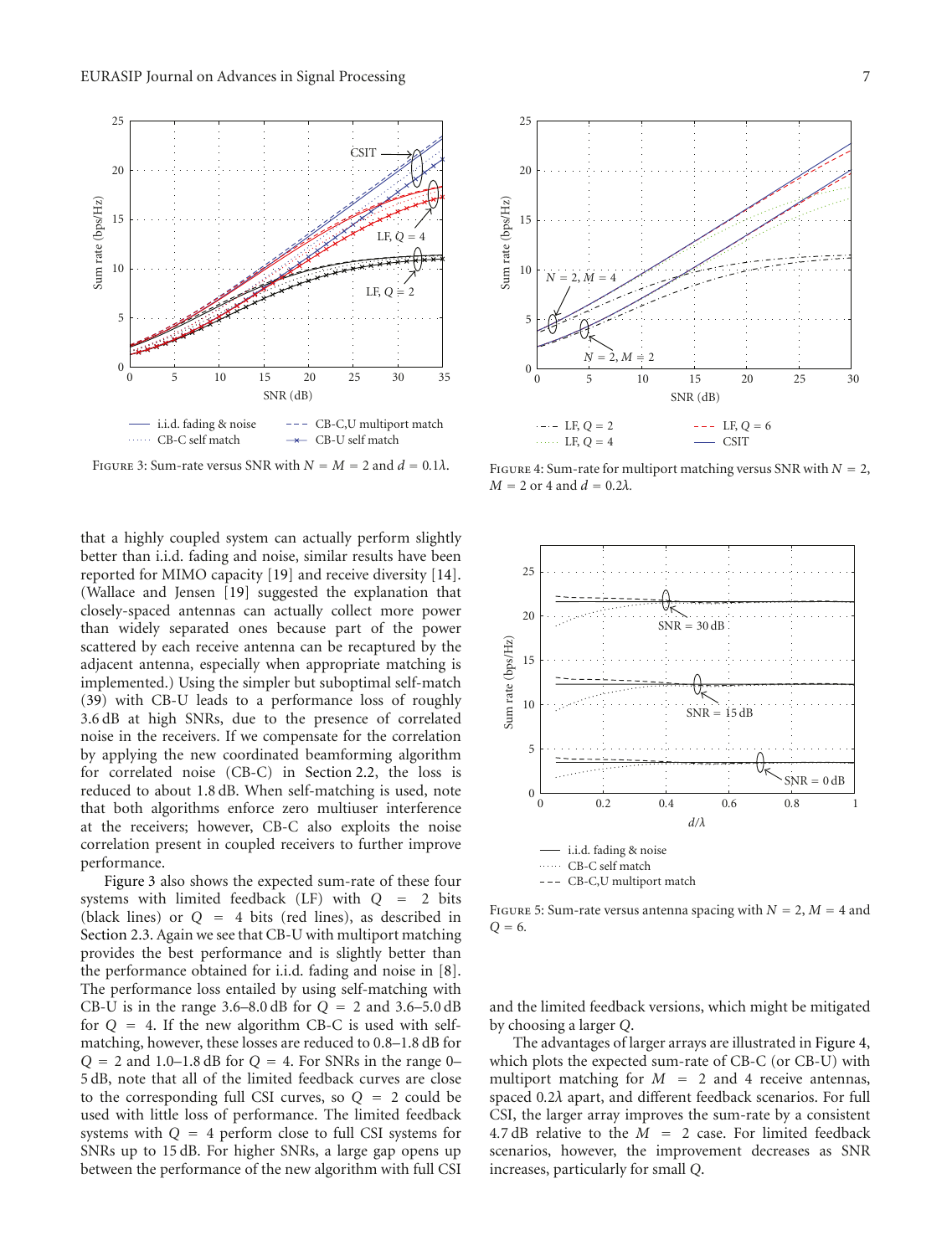Figure 3: Sum-rate versus SNR with $N = M = 2$ and $d = 0.1\lambda$.

Figure 4: Sum-rate for multiport matching versus SNR with $N = 2$, $M = 2$ or 4 and $d = 0.2\lambda$.

that a highly coupled system can actually perform slightly better than i.i.d. fading and noise, similar results have been reported for MIMO capacity [19] and receive diversity [14]. (Wallace and Jensen [19] suggested the explanation that closely-spaced antennas can actually collect more power than widely separated ones because part of the power scattered by each receive antenna can be recaptured by the adjacent antenna, especially when appropriate matching is implemented.) Using the simpler but suboptimal self-match (39) with CB-U leads to a performance loss of roughly 3.6 dB at high SNRs, due to the presence of correlated noise in the receivers. If we compensate for the correlation by applying the new coordinated beamforming algorithm for correlated noise (CB-C) in Section 2.2, the loss is reduced to about 1.8 dB. When self-matching is used, note that both algorithms enforce zero multiuser interference at the receivers; however, CB-C also exploits the noise correlation present in coupled receivers to further improve performance.

Figure 3 also shows the expected sum-rate of these four systems with limited feedback (LF) with $Q = 2$ bits (black lines) or $Q = 4$ bits (red lines), as described in Section 2.3. Again we see that CB-U with multiport matching provides the best performance and is slightly better than the performance obtained for i.i.d. fading and noise in [8]. The performance loss entailed by using self-matching with CB-U is in the range 3.6–8.0 dB for $Q = 2$ and 3.6–5.0 dB for $Q = 4$. If the new algorithm CB-C is used with self-matching, however, these losses are reduced to 0.8–1.8 dB for $Q = 2$ and 1.0–1.8 dB for $Q = 4$. For SNRs in the range 0–5 dB, note that all of the limited feedback curves are close to the corresponding full CSI curves, so $Q = 2$ could be used with little loss of performance. The limited feedback systems with $Q = 4$ perform close to full CSI systems for SNRs up to 15 dB. For higher SNRs, a large gap opens up between the performance of the new algorithm with full CSI and the limited feedback versions, which might be mitigated by choosing a larger $Q$.

Figure 5: Sum-rate versus antenna spacing with $N = 2$, $M = 4$ and $Q = 6$.

The advantages of larger arrays are illustrated in Figure 4, which plots the expected sum-rate of CB-C (or CB-U) with multiport matching for $M = 2$ and 4 receive antennas, spaced $0.2\lambda$ apart, and different feedback scenarios. For full CSI, the larger array improves the sum-rate by a consistent 4.7 dB relative to the $M = 2$ case. For limited feedback scenarios, however, the improvement decreases as SNR increases, particularly for small $Q$.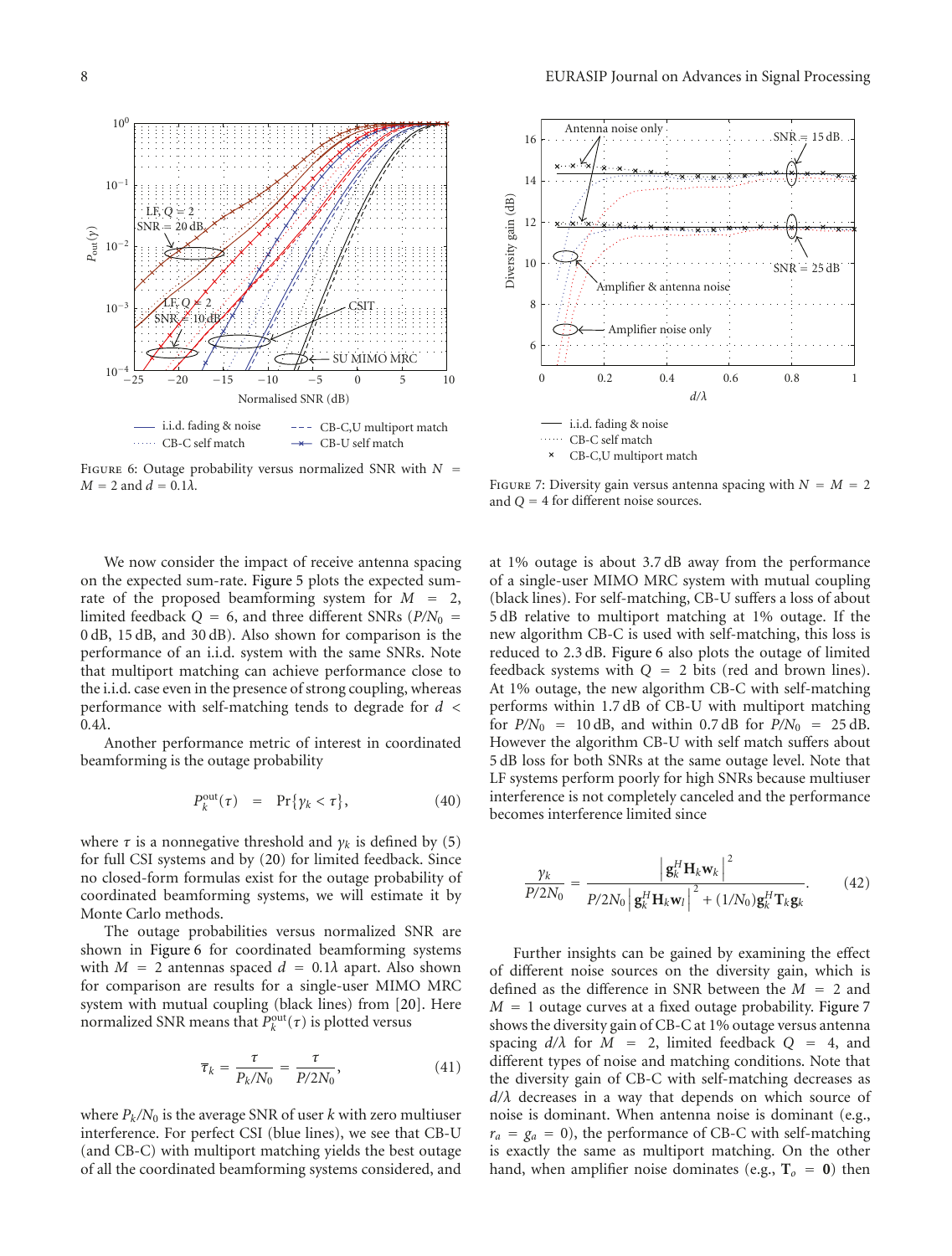Figure 6: Outage probability versus normalized SNR with $N = M = 2$ and $d = 0.1\lambda$.

Figure 7: Diversity gain versus antenna spacing with $N = M = 2$ and $Q = 4$ for different noise sources.

We now consider the impact of receive antenna spacing on the expected sum-rate. Figure 5 plots the expected sum-rate of the proposed beamforming system for $M = 2$, limited feedback $Q = 6$, and three different SNRs ($P/N_0 = 0$ dB, 15 dB, and 30 dB). Also shown for comparison is the performance of an i.i.d. system with the same SNRs. Note that multiport matching can achieve performance close to the i.i.d. case even in the presence of strong coupling, whereas performance with self-matching tends to degrade for $d < 0.4\lambda$.

Another performance metric of interest in coordinated beamforming is the outage probability

$$P_k^{\text{out}}(\tau) = \Pr\{\gamma_k < \tau\}, \tag{40}$$

where $\tau$ is a nonnegative threshold and $\gamma_k$ is defined by (5) for full CSI systems and by (20) for limited feedback. Since no closed-form formulas exist for the outage probability of coordinated beamforming systems, we will estimate it by Monte Carlo methods.

The outage probabilities versus normalized SNR are shown in Figure 6 for coordinated beamforming systems with $M = 2$ antennas spaced $d = 0.1\lambda$ apart. Also shown for comparison are results for a single-user MIMO MRC system with mutual coupling (black lines) from [20]. Here normalized SNR means that $P_k^{\text{out}}(\tau)$ is plotted versus

$$\overline{\tau}_k = \frac{\tau}{P_k/N_0} = \frac{\tau}{P/2N_0}, \tag{41}$$

where $P_k/N_0$ is the average SNR of user $k$ with zero multiuser interference. For perfect CSI (blue lines), we see that CB-U (and CB-C) with multiport matching yields the best outage of all the coordinated beamforming systems considered, and at 1% outage is about 3.7 dB away from the performance of a single-user MIMO MRC system with mutual coupling (black lines). For self-matching, CB-U suffers a loss of about 5 dB relative to multiport matching at 1% outage. If the new algorithm CB-C is used with self-matching, this loss is reduced to 2.3 dB. Figure 6 also plots the outage of limited feedback systems with $Q = 2$ bits (red and brown lines). At 1% outage, the new algorithm CB-C with self-matching performs within 1.7 dB of CB-U with multiport matching for $P/N_0 = 10$ dB, and within 0.7 dB for $P/N_0 = 25$ dB. However the algorithm CB-U with self match suffers about 5 dB loss for both SNRs at the same outage level. Note that LF systems perform poorly for high SNRs because multiuser interference is not completely canceled and the performance becomes interference limited since

$$\frac{\gamma_k}{P/2N_0} = \frac{\left|\mathbf{g}_k^H \mathbf{H}_k \mathbf{w}_k\right|^2}{P/2N_0 \left|\mathbf{g}_k^H \mathbf{H}_k \mathbf{w}_l\right|^2 + (1/N_0)\mathbf{g}_k^H \mathbf{T}_k \mathbf{g}_k}. \tag{42}$$

Further insights can be gained by examining the effect of different noise sources on the diversity gain, which is defined as the difference in SNR between the $M = 2$ and $M = 1$ outage curves at a fixed outage probability. Figure 7 shows the diversity gain of CB-C at 1% outage versus antenna spacing $d/\lambda$ for $M = 2$, limited feedback $Q = 4$, and different types of noise and matching conditions. Note that the diversity gain of CB-C with self-matching decreases as $d/\lambda$ decreases in a way that depends on which source of noise is dominant. When antenna noise is dominant (e.g., $r_a = g_a = 0$), the performance of CB-C with self-matching is exactly the same as multiport matching. On the other hand, when amplifier noise dominates (e.g., $\mathbf{T}_o = \mathbf{0}$) then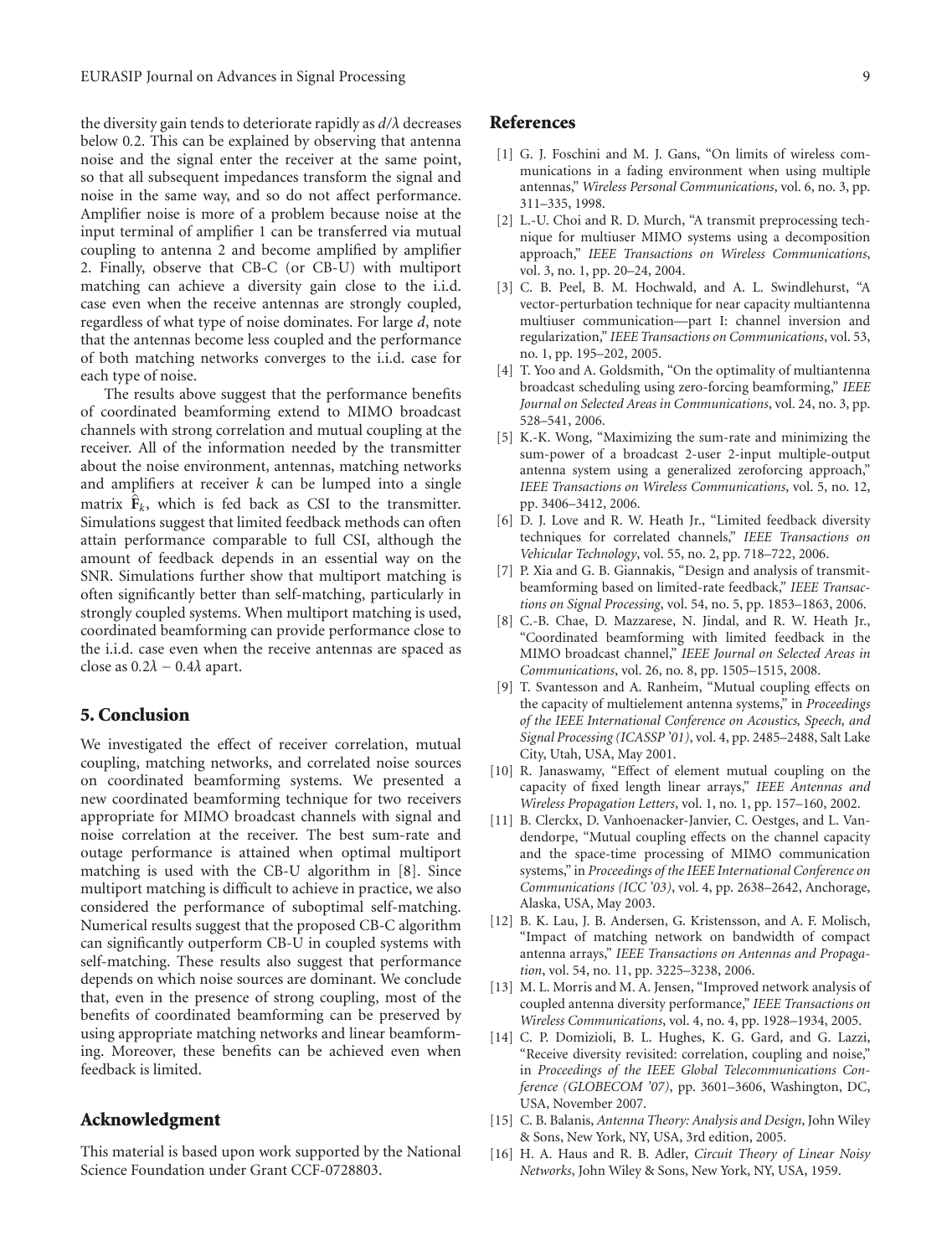the diversity gain tends to deteriorate rapidly as $d/\lambda$ decreases below 0.2. This can be explained by observing that antenna noise and the signal enter the receiver at the same point, so that all subsequent impedances transform the signal and noise in the same way, and so do not affect performance. Amplifier noise is more of a problem because noise at the input terminal of amplifier 1 can be transferred via mutual coupling to antenna 2 and become amplified by amplifier 2. Finally, observe that CB-C (or CB-U) with multiport matching can achieve a diversity gain close to the i.i.d. case even when the receive antennas are strongly coupled, regardless of what type of noise dominates. For large $d$, note that the antennas become less coupled and the performance of both matching networks converges to the i.i.d. case for each type of noise.

The results above suggest that the performance benefits of coordinated beamforming extend to MIMO broadcast channels with strong correlation and mutual coupling at the receiver. All of the information needed by the transmitter about the noise environment, antennas, matching networks and amplifiers at receiver $k$ can be lumped into a single matrix $\widehat{\mathbf{F}}_k$, which is fed back as CSI to the transmitter. Simulations suggest that limited feedback methods can often attain performance comparable to full CSI, although the amount of feedback depends in an essential way on the SNR. Simulations further show that multiport matching is often significantly better than self-matching, particularly in strongly coupled systems. When multiport matching is used, coordinated beamforming can provide performance close to the i.i.d. case even when the receive antennas are spaced as close as $0.2\lambda - 0.4\lambda$ apart.

## 5. Conclusion

We investigated the effect of receiver correlation, mutual coupling, matching networks, and correlated noise sources on coordinated beamforming systems. We presented a new coordinated beamforming technique for two receivers appropriate for MIMO broadcast channels with signal and noise correlation at the receiver. The best sum-rate and outage performance is attained when optimal multiport matching is used with the CB-U algorithm in [8]. Since multiport matching is difficult to achieve in practice, we also considered the performance of suboptimal self-matching. Numerical results suggest that the proposed CB-C algorithm can significantly outperform CB-U in coupled systems with self-matching. These results also suggest that performance depends on which noise sources are dominant. We conclude that, even in the presence of strong coupling, most of the benefits of coordinated beamforming can be preserved by using appropriate matching networks and linear beamforming. Moreover, these benefits can be achieved even when feedback is limited.

## Acknowledgment

This material is based upon work supported by the National Science Foundation under Grant CCF-0728803.

## References

[1] G. J. Foschini and M. J. Gans, "On limits of wireless communications in a fading environment when using multiple antennas," *Wireless Personal Communications*, vol. 6, no. 3, pp. 311–335, 1998.

[2] L.-U. Choi and R. D. Murch, "A transmit preprocessing technique for multiuser MIMO systems using a decomposition approach," *IEEE Transactions on Wireless Communications*, vol. 3, no. 1, pp. 20–24, 2004.

[3] C. B. Peel, B. M. Hochwald, and A. L. Swindlehurst, "A vector-perturbation technique for near capacity multiantenna multiuser communication—part I: channel inversion and regularization," *IEEE Transactions on Communications*, vol. 53, no. 1, pp. 195–202, 2005.

[4] T. Yoo and A. Goldsmith, "On the optimality of multiantenna broadcast scheduling using zero-forcing beamforming," *IEEE Journal on Selected Areas in Communications*, vol. 24, no. 3, pp. 528–541, 2006.

[5] K.-K. Wong, "Maximizing the sum-rate and minimizing the sum-power of a broadcast 2-user 2-input multiple-output antenna system using a generalized zeroforcing approach," *IEEE Transactions on Wireless Communications*, vol. 5, no. 12, pp. 3406–3412, 2006.

[6] D. J. Love and R. W. Heath Jr., "Limited feedback diversity techniques for correlated channels," *IEEE Transactions on Vehicular Technology*, vol. 55, no. 2, pp. 718–722, 2006.

[7] P. Xia and G. B. Giannakis, "Design and analysis of transmit-beamforming based on limited-rate feedback," *IEEE Transactions on Signal Processing*, vol. 54, no. 5, pp. 1853–1863, 2006.

[8] C.-B. Chae, D. Mazzarese, N. Jindal, and R. W. Heath Jr., "Coordinated beamforming with limited feedback in the MIMO broadcast channel," *IEEE Journal on Selected Areas in Communications*, vol. 26, no. 8, pp. 1505–1515, 2008.

[9] T. Svantesson and A. Ranheim, "Mutual coupling effects on the capacity of multielement antenna systems," in *Proceedings of the IEEE International Conference on Acoustics, Speech, and Signal Processing (ICASSP '01)*, vol. 4, pp. 2485–2488, Salt Lake City, Utah, USA, May 2001.

[10] R. Janaswamy, "Effect of element mutual coupling on the capacity of fixed length linear arrays," *IEEE Antennas and Wireless Propagation Letters*, vol. 1, no. 1, pp. 157–160, 2002.

[11] B. Clerckx, D. Vanhoenacker-Janvier, C. Oestges, and L. Vandendorpe, "Mutual coupling effects on the channel capacity and the space-time processing of MIMO communication systems," in *Proceedings of the IEEE International Conference on Communications (ICC '03)*, vol. 4, pp. 2638–2642, Anchorage, Alaska, USA, May 2003.

[12] B. K. Lau, J. B. Andersen, G. Kristensson, and A. F. Molisch, "Impact of matching network on bandwidth of compact antenna arrays," *IEEE Transactions on Antennas and Propagation*, vol. 54, no. 11, pp. 3225–3238, 2006.

[13] M. L. Morris and M. A. Jensen, "Improved network analysis of coupled antenna diversity performance," *IEEE Transactions on Wireless Communications*, vol. 4, no. 4, pp. 1928–1934, 2005.

[14] C. P. Domizioli, B. L. Hughes, K. G. Gard, and G. Lazzi, "Receive diversity revisited: correlation, coupling and noise," in *Proceedings of the IEEE Global Telecommunications Conference (GLOBECOM '07)*, pp. 3601–3606, Washington, DC, USA, November 2007.

[15] C. B. Balanis, *Antenna Theory: Analysis and Design*, John Wiley & Sons, New York, NY, USA, 3rd edition, 2005.

[16] H. A. Haus and R. B. Adler, *Circuit Theory of Linear Noisy Networks*, John Wiley & Sons, New York, NY, USA, 1959.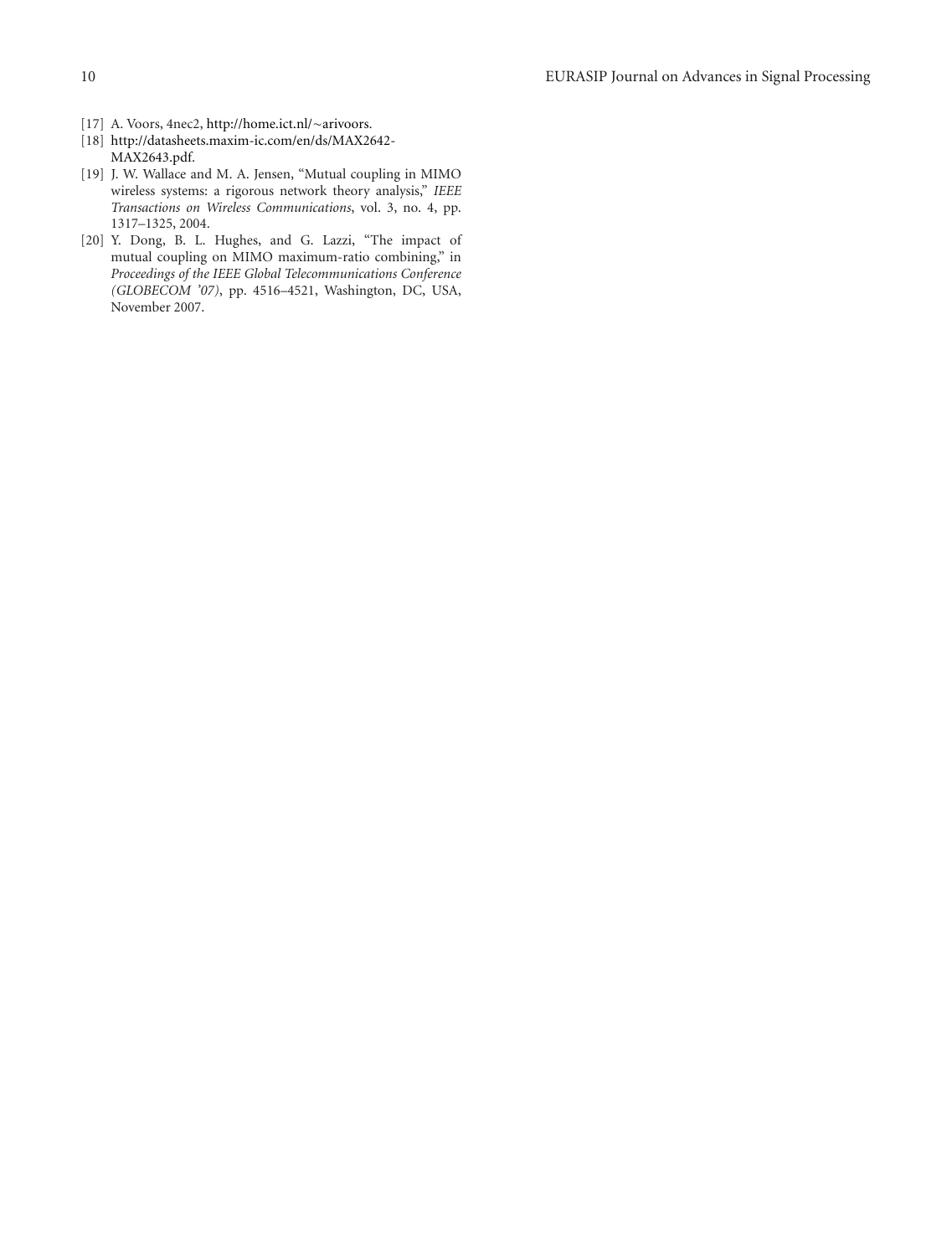[17] A. Voors, 4nec2, http://home.ict.nl/~arivoors.

[18] http://datasheets.maxim-ic.com/en/ds/MAX2642-MAX2643.pdf.

[19] J. W. Wallace and M. A. Jensen, "Mutual coupling in MIMO wireless systems: a rigorous network theory analysis," *IEEE Transactions on Wireless Communications*, vol. 3, no. 4, pp. 1317–1325, 2004.

[20] Y. Dong, B. L. Hughes, and G. Lazzi, "The impact of mutual coupling on MIMO maximum-ratio combining," in *Proceedings of the IEEE Global Telecommunications Conference (GLOBECOM '07)*, pp. 4516–4521, Washington, DC, USA, November 2007.